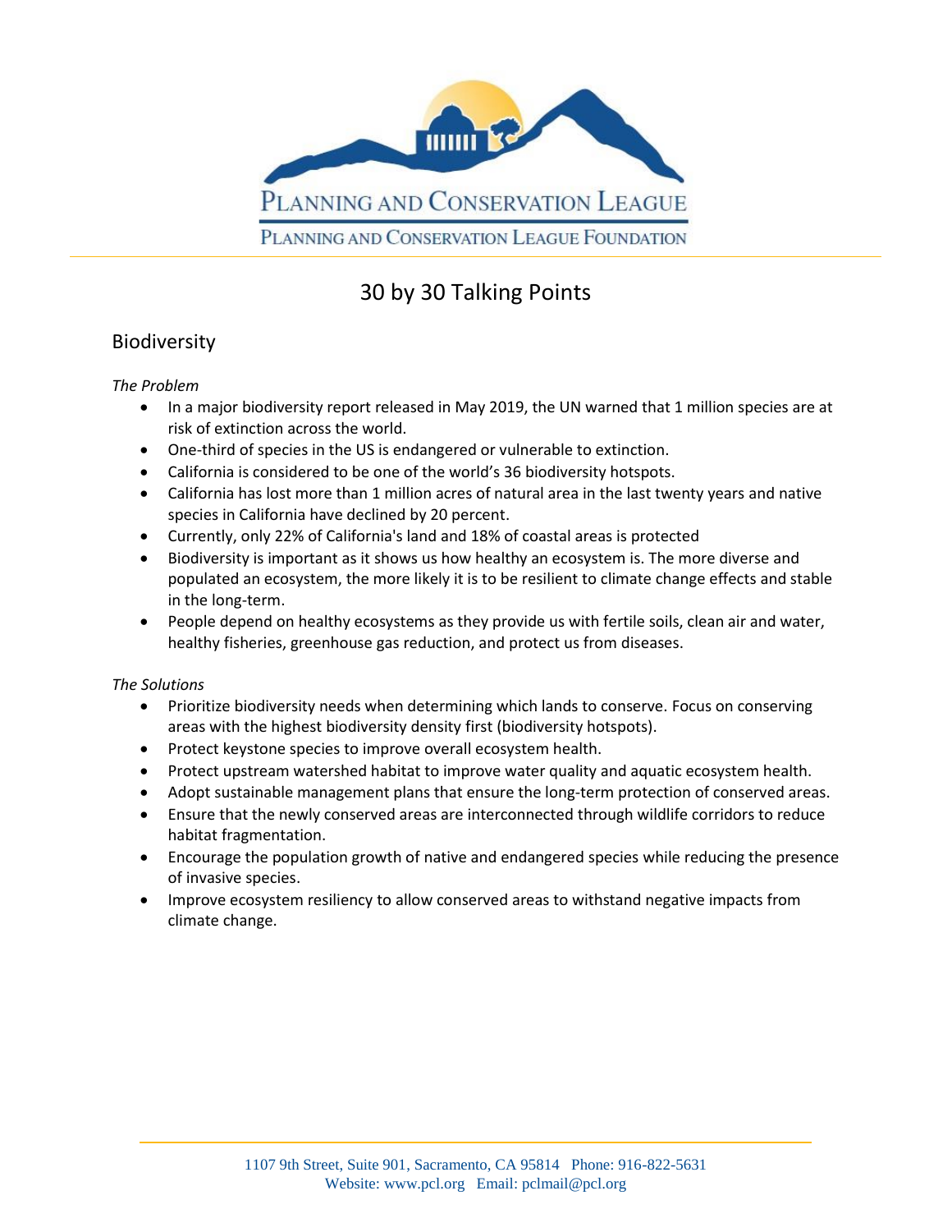PLANNING AND CONSERVATION LEAGUE

PLANNING AND CONSERVATION LEAGUE FOUNDATION

# 30 by 30 Talking Points

## Biodiversity

*The Problem*

- In a major biodiversity report released in May 2019, the UN warned that 1 million species are at risk of extinction across the world.
- One-third of species in the US is endangered or vulnerable to extinction.
- California is considered to be one of the world's 36 biodiversity hotspots.
- California has lost more than 1 million acres of natural area in the last twenty years and native species in California have declined by 20 percent.
- Currently, only 22% of California's land and 18% of coastal areas is protected
- Biodiversity is important as it shows us how healthy an ecosystem is. The more diverse and populated an ecosystem, the more likely it is to be resilient to climate change effects and stable in the long-term.
- People depend on healthy ecosystems as they provide us with fertile soils, clean air and water, healthy fisheries, greenhouse gas reduction, and protect us from diseases.

*The Solutions*

- Prioritize biodiversity needs when determining which lands to conserve. Focus on conserving areas with the highest biodiversity density first (biodiversity hotspots).
- Protect keystone species to improve overall ecosystem health.
- Protect upstream watershed habitat to improve water quality and aquatic ecosystem health.
- Adopt sustainable management plans that ensure the long-term protection of conserved areas.
- Ensure that the newly conserved areas are interconnected through wildlife corridors to reduce habitat fragmentation.
- Encourage the population growth of native and endangered species while reducing the presence of invasive species.
- Improve ecosystem resiliency to allow conserved areas to withstand negative impacts from climate change.

1107 9th Street, Suite 901, Sacramento, CA 95814 Phone: 916-822-5631
Website: www.pcl.org Email: pclmail@pcl.org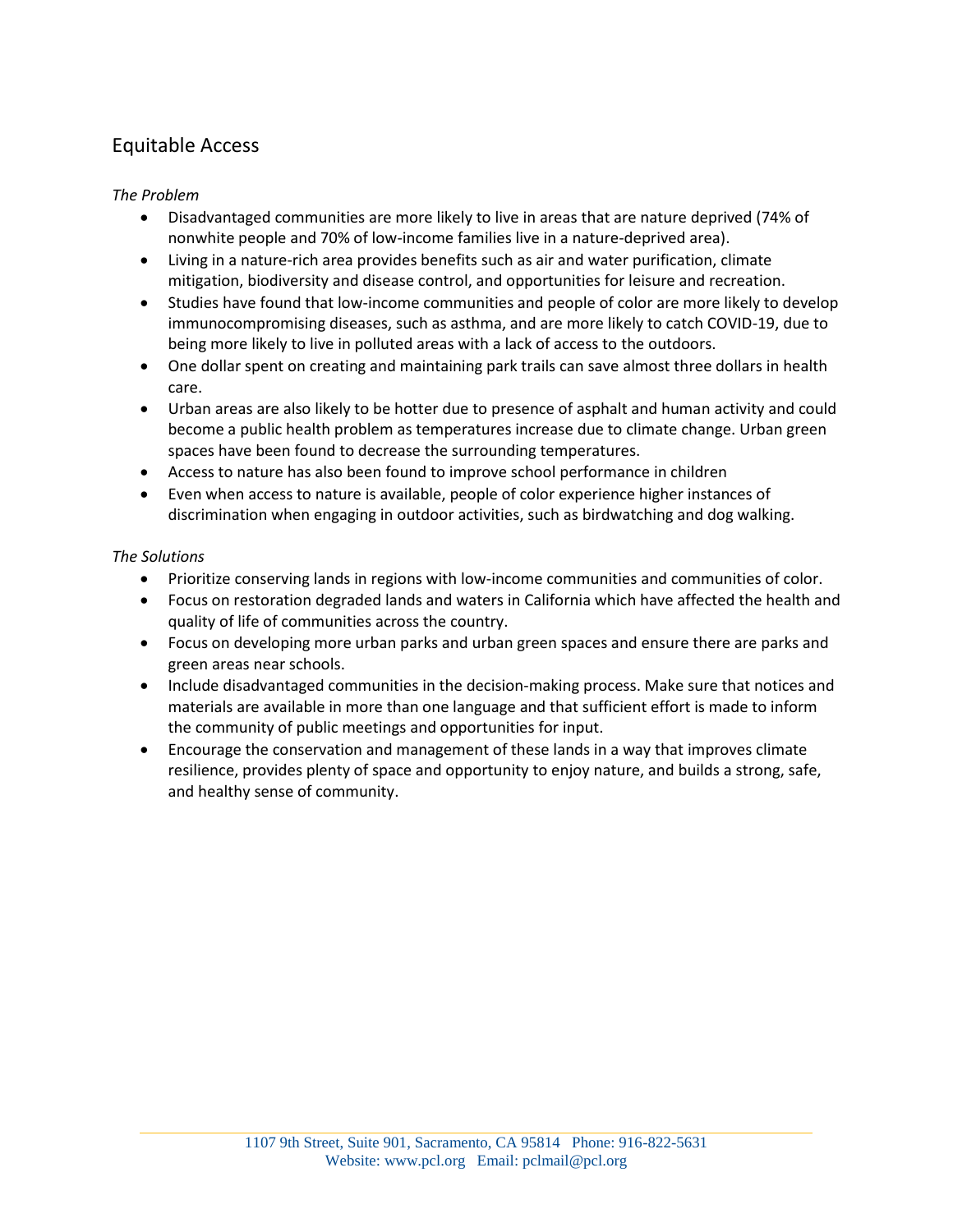## Equitable Access

*The Problem*

- Disadvantaged communities are more likely to live in areas that are nature deprived (74% of nonwhite people and 70% of low-income families live in a nature-deprived area).
- Living in a nature-rich area provides benefits such as air and water purification, climate mitigation, biodiversity and disease control, and opportunities for leisure and recreation.
- Studies have found that low-income communities and people of color are more likely to develop immunocompromising diseases, such as asthma, and are more likely to catch COVID-19, due to being more likely to live in polluted areas with a lack of access to the outdoors.
- One dollar spent on creating and maintaining park trails can save almost three dollars in health care.
- Urban areas are also likely to be hotter due to presence of asphalt and human activity and could become a public health problem as temperatures increase due to climate change. Urban green spaces have been found to decrease the surrounding temperatures.
- Access to nature has also been found to improve school performance in children
- Even when access to nature is available, people of color experience higher instances of discrimination when engaging in outdoor activities, such as birdwatching and dog walking.

*The Solutions*

- Prioritize conserving lands in regions with low-income communities and communities of color.
- Focus on restoration degraded lands and waters in California which have affected the health and quality of life of communities across the country.
- Focus on developing more urban parks and urban green spaces and ensure there are parks and green areas near schools.
- Include disadvantaged communities in the decision-making process. Make sure that notices and materials are available in more than one language and that sufficient effort is made to inform the community of public meetings and opportunities for input.
- Encourage the conservation and management of these lands in a way that improves climate resilience, provides plenty of space and opportunity to enjoy nature, and builds a strong, safe, and healthy sense of community.